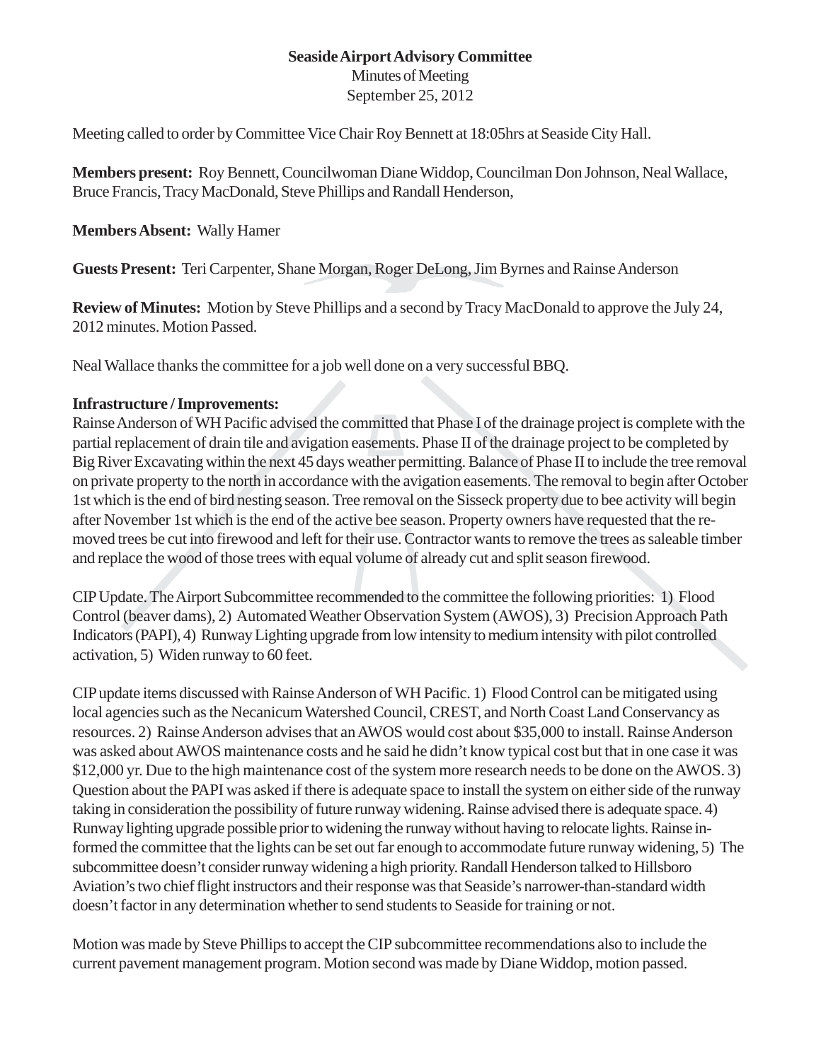**Seaside Airport Advisory Committee**

Minutes of Meeting

September 25, 2012

Meeting called to order by Committee Vice Chair Roy Bennett at 18:05hrs at Seaside City Hall.

**Members present:** Roy Bennett, Councilwoman Diane Widdop, Councilman Don Johnson, Neal Wallace, Bruce Francis, Tracy MacDonald, Steve Phillips and Randall Henderson,

**Members Absent:** Wally Hamer

**Guests Present:** Teri Carpenter, Shane Morgan, Roger DeLong, Jim Byrnes and Rainse Anderson

**Review of Minutes:** Motion by Steve Phillips and a second by Tracy MacDonald to approve the July 24, 2012 minutes. Motion Passed.

Neal Wallace thanks the committee for a job well done on a very successful BBQ.

**Infrastructure / Improvements:**

Rainse Anderson of WH Pacific advised the committed that Phase I of the drainage project is complete with the partial replacement of drain tile and avigation easements. Phase II of the drainage project to be completed by Big River Excavating within the next 45 days weather permitting. Balance of Phase II to include the tree removal on private property to the north in accordance with the avigation easements. The removal to begin after October 1st which is the end of bird nesting season. Tree removal on the Sisseck property due to bee activity will begin after November 1st which is the end of the active bee season. Property owners have requested that the removed trees be cut into firewood and left for their use. Contractor wants to remove the trees as saleable timber and replace the wood of those trees with equal volume of already cut and split season firewood.

CIP Update. The Airport Subcommittee recommended to the committee the following priorities: 1) Flood Control (beaver dams), 2) Automated Weather Observation System (AWOS), 3) Precision Approach Path Indicators (PAPI), 4) Runway Lighting upgrade from low intensity to medium intensity with pilot controlled activation, 5) Widen runway to 60 feet.

CIP update items discussed with Rainse Anderson of WH Pacific. 1) Flood Control can be mitigated using local agencies such as the Necanicum Watershed Council, CREST, and North Coast Land Conservancy as resources. 2) Rainse Anderson advises that an AWOS would cost about $35,000 to install. Rainse Anderson was asked about AWOS maintenance costs and he said he didn't know typical cost but that in one case it was $12,000 yr. Due to the high maintenance cost of the system more research needs to be done on the AWOS. 3) Question about the PAPI was asked if there is adequate space to install the system on either side of the runway taking in consideration the possibility of future runway widening. Rainse advised there is adequate space. 4) Runway lighting upgrade possible prior to widening the runway without having to relocate lights. Rainse informed the committee that the lights can be set out far enough to accommodate future runway widening, 5) The subcommittee doesn't consider runway widening a high priority. Randall Henderson talked to Hillsboro Aviation's two chief flight instructors and their response was that Seaside's narrower-than-standard width doesn't factor in any determination whether to send students to Seaside for training or not.

Motion was made by Steve Phillips to accept the CIP subcommittee recommendations also to include the current pavement management program. Motion second was made by Diane Widdop, motion passed.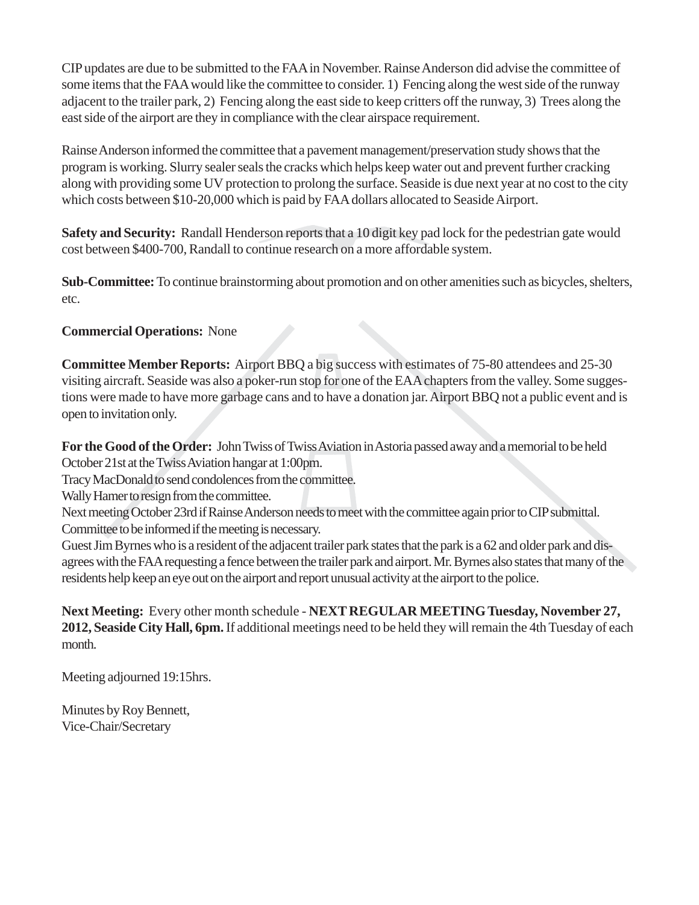CIP updates are due to be submitted to the FAA in November. Rainse Anderson did advise the committee of some items that the FAA would like the committee to consider. 1) Fencing along the west side of the runway adjacent to the trailer park, 2) Fencing along the east side to keep critters off the runway, 3) Trees along the east side of the airport are they in compliance with the clear airspace requirement.

Rainse Anderson informed the committee that a pavement management/preservation study shows that the program is working. Slurry sealer seals the cracks which helps keep water out and prevent further cracking along with providing some UV protection to prolong the surface. Seaside is due next year at no cost to the city which costs between $10-20,000 which is paid by FAA dollars allocated to Seaside Airport.

**Safety and Security:** Randall Henderson reports that a 10 digit key pad lock for the pedestrian gate would cost between $400-700, Randall to continue research on a more affordable system.

**Sub-Committee:** To continue brainstorming about promotion and on other amenities such as bicycles, shelters, etc.

**Commercial Operations:** None

**Committee Member Reports:** Airport BBQ a big success with estimates of 75-80 attendees and 25-30 visiting aircraft. Seaside was also a poker-run stop for one of the EAA chapters from the valley. Some suggestions were made to have more garbage cans and to have a donation jar. Airport BBQ not a public event and is open to invitation only.

**For the Good of the Order:** John Twiss of Twiss Aviation in Astoria passed away and a memorial to be held October 21st at the Twiss Aviation hangar at 1:00pm.
Tracy MacDonald to send condolences from the committee.
Wally Hamer to resign from the committee.
Next meeting October 23rd if Rainse Anderson needs to meet with the committee again prior to CIP submittal.
Committee to be informed if the meeting is necessary.
Guest Jim Byrnes who is a resident of the adjacent trailer park states that the park is a 62 and older park and disagrees with the FAA requesting a fence between the trailer park and airport. Mr. Byrnes also states that many of the residents help keep an eye out on the airport and report unusual activity at the airport to the police.

**Next Meeting:** Every other month schedule - **NEXT REGULAR MEETING Tuesday, November 27, 2012, Seaside City Hall, 6pm.** If additional meetings need to be held they will remain the 4th Tuesday of each month.

Meeting adjourned 19:15hrs.

Minutes by Roy Bennett,
Vice-Chair/Secretary